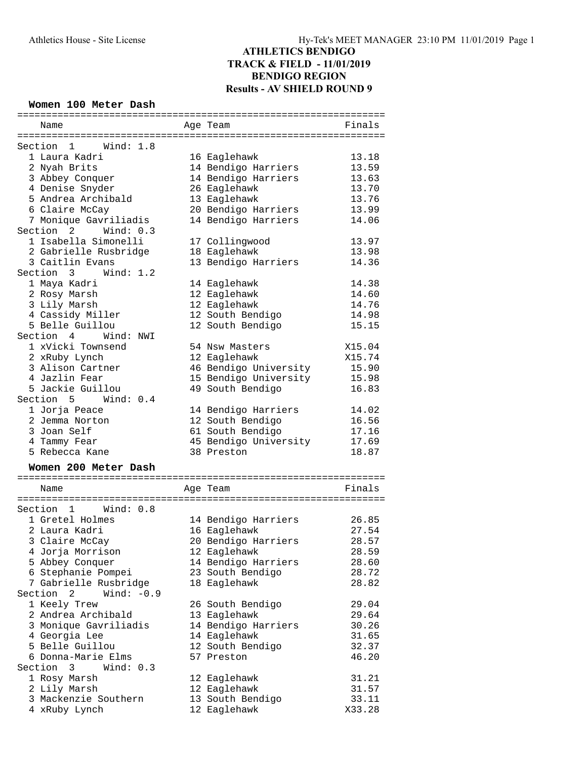# ATHLETICS BENDIGO
## TRACK & FIELD - 11/01/2019
## BENDIGO REGION
## Results - AV SHIELD ROUND 9

### Women 100 Meter Dash

| Name | Age | Team | Finals |
|---|---|---|---|
| **Section 1 Wind: 1.8** | | | |
| 1 Laura Kadri | 16 | Eaglehawk | 13.18 |
| 2 Nyah Brits | 14 | Bendigo Harriers | 13.59 |
| 3 Abbey Conquer | 14 | Bendigo Harriers | 13.63 |
| 4 Denise Snyder | 26 | Eaglehawk | 13.70 |
| 5 Andrea Archibald | 13 | Eaglehawk | 13.76 |
| 6 Claire McCay | 20 | Bendigo Harriers | 13.99 |
| 7 Monique Gavriliadis | 14 | Bendigo Harriers | 14.06 |
| **Section 2 Wind: 0.3** | | | |
| 1 Isabella Simonelli | 17 | Collingwood | 13.97 |
| 2 Gabrielle Rusbridge | 18 | Eaglehawk | 13.98 |
| 3 Caitlin Evans | 13 | Bendigo Harriers | 14.36 |
| **Section 3 Wind: 1.2** | | | |
| 1 Maya Kadri | 14 | Eaglehawk | 14.38 |
| 2 Rosy Marsh | 12 | Eaglehawk | 14.60 |
| 3 Lily Marsh | 12 | Eaglehawk | 14.76 |
| 4 Cassidy Miller | 12 | South Bendigo | 14.98 |
| 5 Belle Guillou | 12 | South Bendigo | 15.15 |
| **Section 4 Wind: NWI** | | | |
| 1 xVicki Townsend | 54 | Nsw Masters | X15.04 |
| 2 xRuby Lynch | 12 | Eaglehawk | X15.74 |
| 3 Alison Cartner | 46 | Bendigo University | 15.90 |
| 4 Jazlin Fear | 15 | Bendigo University | 15.98 |
| 5 Jackie Guillou | 49 | South Bendigo | 16.83 |
| **Section 5 Wind: 0.4** | | | |
| 1 Jorja Peace | 14 | Bendigo Harriers | 14.02 |
| 2 Jemma Norton | 12 | South Bendigo | 16.56 |
| 3 Joan Self | 61 | South Bendigo | 17.16 |
| 4 Tammy Fear | 45 | Bendigo University | 17.69 |
| 5 Rebecca Kane | 38 | Preston | 18.87 |

### Women 200 Meter Dash

| Name | Age | Team | Finals |
|---|---|---|---|
| **Section 1 Wind: 0.8** | | | |
| 1 Gretel Holmes | 14 | Bendigo Harriers | 26.85 |
| 2 Laura Kadri | 16 | Eaglehawk | 27.54 |
| 3 Claire McCay | 20 | Bendigo Harriers | 28.57 |
| 4 Jorja Morrison | 12 | Eaglehawk | 28.59 |
| 5 Abbey Conquer | 14 | Bendigo Harriers | 28.60 |
| 6 Stephanie Pompei | 23 | South Bendigo | 28.72 |
| 7 Gabrielle Rusbridge | 18 | Eaglehawk | 28.82 |
| **Section 2 Wind: -0.9** | | | |
| 1 Keely Trew | 26 | South Bendigo | 29.04 |
| 2 Andrea Archibald | 13 | Eaglehawk | 29.64 |
| 3 Monique Gavriliadis | 14 | Bendigo Harriers | 30.26 |
| 4 Georgia Lee | 14 | Eaglehawk | 31.65 |
| 5 Belle Guillou | 12 | South Bendigo | 32.37 |
| 6 Donna-Marie Elms | 57 | Preston | 46.20 |
| **Section 3 Wind: 0.3** | | | |
| 1 Rosy Marsh | 12 | Eaglehawk | 31.21 |
| 2 Lily Marsh | 12 | Eaglehawk | 31.57 |
| 3 Mackenzie Southern | 13 | South Bendigo | 33.11 |
| 4 xRuby Lynch | 12 | Eaglehawk | X33.28 |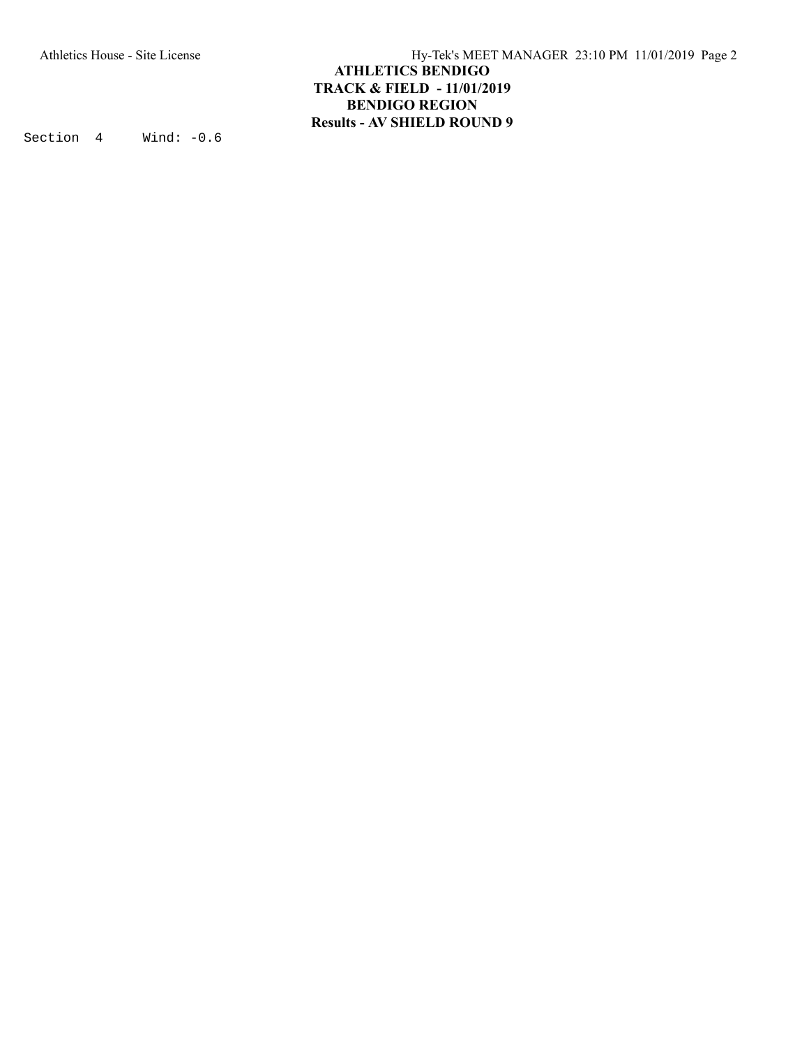Section 4 Wind: -0.6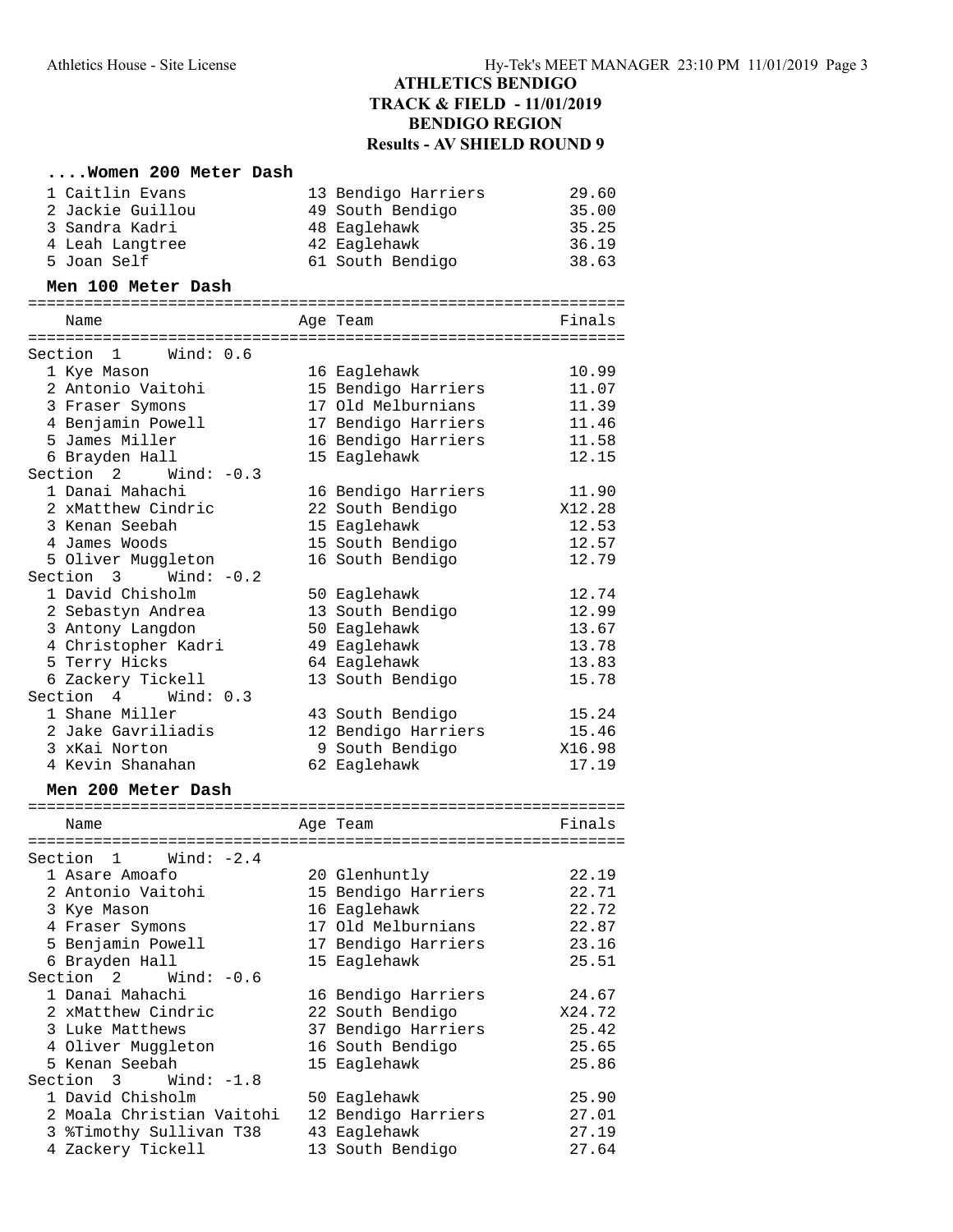**ATHLETICS BENDIGO**
**TRACK & FIELD - 11/01/2019**
**BENDIGO REGION**
**Results - AV SHIELD ROUND 9**

### ....Women 200 Meter Dash

| Place | Name | Age | Team | Finals |
|---|---|---|---|---|
| 1 | Caitlin Evans | 13 | Bendigo Harriers | 29.60 |
| 2 | Jackie Guillou | 49 | South Bendigo | 35.00 |
| 3 | Sandra Kadri | 48 | Eaglehawk | 35.25 |
| 4 | Leah Langtree | 42 | Eaglehawk | 36.19 |
| 5 | Joan Self | 61 | South Bendigo | 38.63 |

### Men 100 Meter Dash

| Place | Name | Age | Team | Finals |
|---|---|---|---|---|
| **Section 1 Wind: 0.6** | | | | |
| 1 | Kye Mason | 16 | Eaglehawk | 10.99 |
| 2 | Antonio Vaitohi | 15 | Bendigo Harriers | 11.07 |
| 3 | Fraser Symons | 17 | Old Melburnians | 11.39 |
| 4 | Benjamin Powell | 17 | Bendigo Harriers | 11.46 |
| 5 | James Miller | 16 | Bendigo Harriers | 11.58 |
| 6 | Brayden Hall | 15 | Eaglehawk | 12.15 |
| **Section 2 Wind: -0.3** | | | | |
| 1 | Danai Mahachi | 16 | Bendigo Harriers | 11.90 |
| 2 | xMatthew Cindric | 22 | South Bendigo | X12.28 |
| 3 | Kenan Seebah | 15 | Eaglehawk | 12.53 |
| 4 | James Woods | 15 | South Bendigo | 12.57 |
| 5 | Oliver Muggleton | 16 | South Bendigo | 12.79 |
| **Section 3 Wind: -0.2** | | | | |
| 1 | David Chisholm | 50 | Eaglehawk | 12.74 |
| 2 | Sebastyn Andrea | 13 | South Bendigo | 12.99 |
| 3 | Antony Langdon | 50 | Eaglehawk | 13.67 |
| 4 | Christopher Kadri | 49 | Eaglehawk | 13.78 |
| 5 | Terry Hicks | 64 | Eaglehawk | 13.83 |
| 6 | Zackery Tickell | 13 | South Bendigo | 15.78 |
| **Section 4 Wind: 0.3** | | | | |
| 1 | Shane Miller | 43 | South Bendigo | 15.24 |
| 2 | Jake Gavriliadis | 12 | Bendigo Harriers | 15.46 |
| 3 | xKai Norton | 9 | South Bendigo | X16.98 |
| 4 | Kevin Shanahan | 62 | Eaglehawk | 17.19 |

### Men 200 Meter Dash

| Place | Name | Age | Team | Finals |
|---|---|---|---|---|
| **Section 1 Wind: -2.4** | | | | |
| 1 | Asare Amoafo | 20 | Glenhuntly | 22.19 |
| 2 | Antonio Vaitohi | 15 | Bendigo Harriers | 22.71 |
| 3 | Kye Mason | 16 | Eaglehawk | 22.72 |
| 4 | Fraser Symons | 17 | Old Melburnians | 22.87 |
| 5 | Benjamin Powell | 17 | Bendigo Harriers | 23.16 |
| 6 | Brayden Hall | 15 | Eaglehawk | 25.51 |
| **Section 2 Wind: -0.6** | | | | |
| 1 | Danai Mahachi | 16 | Bendigo Harriers | 24.67 |
| 2 | xMatthew Cindric | 22 | South Bendigo | X24.72 |
| 3 | Luke Matthews | 37 | Bendigo Harriers | 25.42 |
| 4 | Oliver Muggleton | 16 | South Bendigo | 25.65 |
| 5 | Kenan Seebah | 15 | Eaglehawk | 25.86 |
| **Section 3 Wind: -1.8** | | | | |
| 1 | David Chisholm | 50 | Eaglehawk | 25.90 |
| 2 | Moala Christian Vaitohi | 12 | Bendigo Harriers | 27.01 |
| 3 | %Timothy Sullivan T38 | 43 | Eaglehawk | 27.19 |
| 4 | Zackery Tickell | 13 | South Bendigo | 27.64 |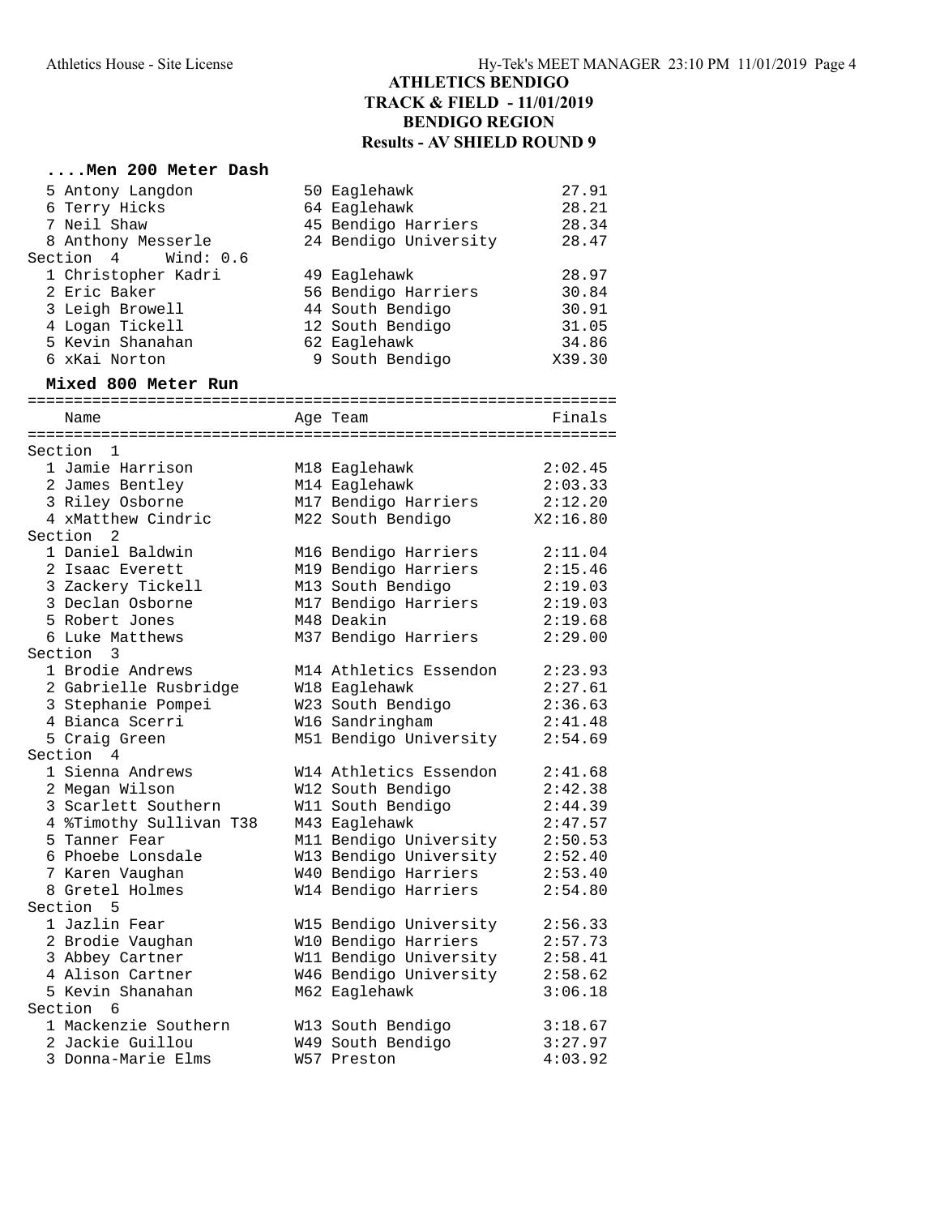# ATHLETICS BENDIGO
## TRACK & FIELD - 11/01/2019
## BENDIGO REGION
## Results - AV SHIELD ROUND 9

### ....Men 200 Meter Dash

| | Name | Age Team | Finals |
|---|---|---|---|
| 5 | Antony Langdon | 50 Eaglehawk | 27.91 |
| 6 | Terry Hicks | 64 Eaglehawk | 28.21 |
| 7 | Neil Shaw | 45 Bendigo Harriers | 28.34 |
| 8 | Anthony Messerle | 24 Bendigo University | 28.47 |
| **Section 4 Wind: 0.6** | | | |
| 1 | Christopher Kadri | 49 Eaglehawk | 28.97 |
| 2 | Eric Baker | 56 Bendigo Harriers | 30.84 |
| 3 | Leigh Browell | 44 South Bendigo | 30.91 |
| 4 | Logan Tickell | 12 South Bendigo | 31.05 |
| 5 | Kevin Shanahan | 62 Eaglehawk | 34.86 |
| 6 | xKai Norton | 9 South Bendigo | X39.30 |

### Mixed 800 Meter Run

| | Name | Age Team | Finals |
|---|---|---|---|
| **Section 1** | | | |
| 1 | Jamie Harrison | M18 Eaglehawk | 2:02.45 |
| 2 | James Bentley | M14 Eaglehawk | 2:03.33 |
| 3 | Riley Osborne | M17 Bendigo Harriers | 2:12.20 |
| 4 | xMatthew Cindric | M22 South Bendigo | X2:16.80 |
| **Section 2** | | | |
| 1 | Daniel Baldwin | M16 Bendigo Harriers | 2:11.04 |
| 2 | Isaac Everett | M19 Bendigo Harriers | 2:15.46 |
| 3 | Zackery Tickell | M13 South Bendigo | 2:19.03 |
| 3 | Declan Osborne | M17 Bendigo Harriers | 2:19.03 |
| 5 | Robert Jones | M48 Deakin | 2:19.68 |
| 6 | Luke Matthews | M37 Bendigo Harriers | 2:29.00 |
| **Section 3** | | | |
| 1 | Brodie Andrews | M14 Athletics Essendon | 2:23.93 |
| 2 | Gabrielle Rusbridge | W18 Eaglehawk | 2:27.61 |
| 3 | Stephanie Pompei | W23 South Bendigo | 2:36.63 |
| 4 | Bianca Scerri | W16 Sandringham | 2:41.48 |
| 5 | Craig Green | M51 Bendigo University | 2:54.69 |
| **Section 4** | | | |
| 1 | Sienna Andrews | W14 Athletics Essendon | 2:41.68 |
| 2 | Megan Wilson | W12 South Bendigo | 2:42.38 |
| 3 | Scarlett Southern | W11 South Bendigo | 2:44.39 |
| 4 | %Timothy Sullivan T38 | M43 Eaglehawk | 2:47.57 |
| 5 | Tanner Fear | M11 Bendigo University | 2:50.53 |
| 6 | Phoebe Lonsdale | W13 Bendigo University | 2:52.40 |
| 7 | Karen Vaughan | W40 Bendigo Harriers | 2:53.40 |
| 8 | Gretel Holmes | W14 Bendigo Harriers | 2:54.80 |
| **Section 5** | | | |
| 1 | Jazlin Fear | W15 Bendigo University | 2:56.33 |
| 2 | Brodie Vaughan | W10 Bendigo Harriers | 2:57.73 |
| 3 | Abbey Cartner | W11 Bendigo University | 2:58.41 |
| 4 | Alison Cartner | W46 Bendigo University | 2:58.62 |
| 5 | Kevin Shanahan | M62 Eaglehawk | 3:06.18 |
| **Section 6** | | | |
| 1 | Mackenzie Southern | W13 South Bendigo | 3:18.67 |
| 2 | Jackie Guillou | W49 South Bendigo | 3:27.97 |
| 3 | Donna-Marie Elms | W57 Preston | 4:03.92 |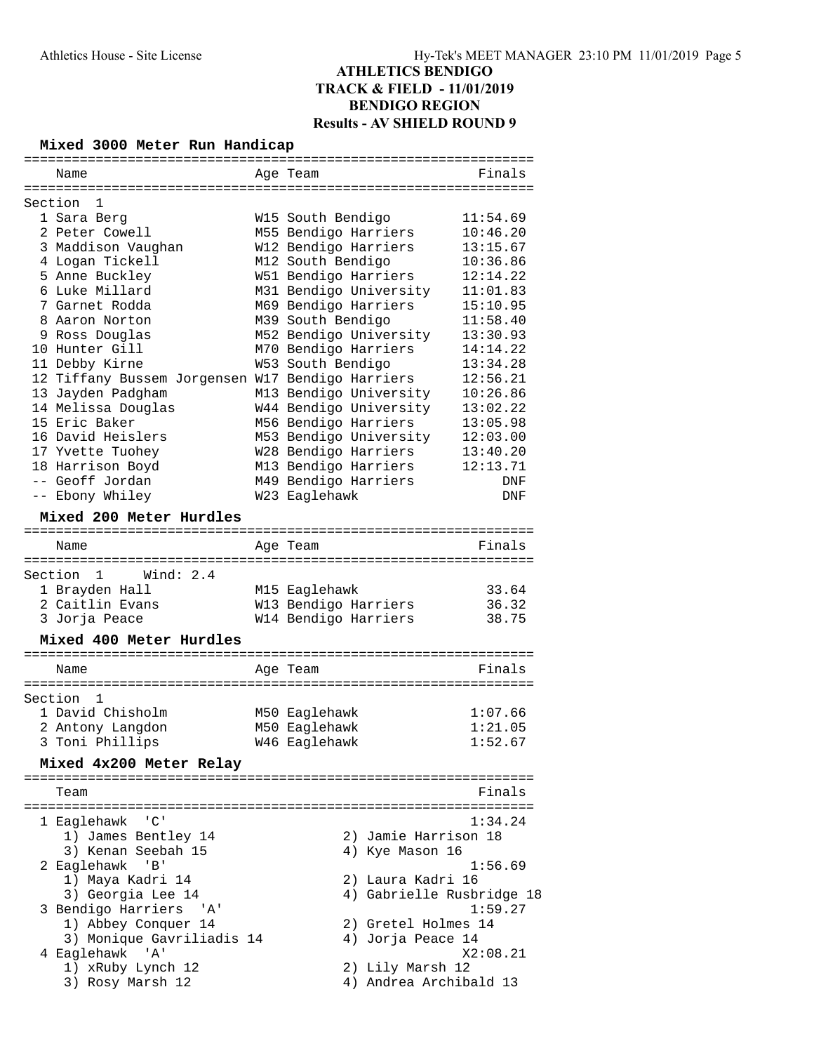# ATHLETICS BENDIGO
## TRACK & FIELD - 11/01/2019
## BENDIGO REGION
## Results - AV SHIELD ROUND 9

### Mixed 3000 Meter Run Handicap

Section 1

| | Name | Age | Team | Finals |
|---|---|---|---|---|
| 1 | Sara Berg | W15 | South Bendigo | 11:54.69 |
| 2 | Peter Cowell | M55 | Bendigo Harriers | 10:46.20 |
| 3 | Maddison Vaughan | W12 | Bendigo Harriers | 13:15.67 |
| 4 | Logan Tickell | M12 | South Bendigo | 10:36.86 |
| 5 | Anne Buckley | W51 | Bendigo Harriers | 12:14.22 |
| 6 | Luke Millard | M31 | Bendigo University | 11:01.83 |
| 7 | Garnet Rodda | M69 | Bendigo Harriers | 15:10.95 |
| 8 | Aaron Norton | M39 | South Bendigo | 11:58.40 |
| 9 | Ross Douglas | M52 | Bendigo University | 13:30.93 |
| 10 | Hunter Gill | M70 | Bendigo Harriers | 14:14.22 |
| 11 | Debby Kirne | W53 | South Bendigo | 13:34.28 |
| 12 | Tiffany Bussem Jorgensen | W17 | Bendigo Harriers | 12:56.21 |
| 13 | Jayden Padgham | M13 | Bendigo University | 10:26.86 |
| 14 | Melissa Douglas | W44 | Bendigo University | 13:02.22 |
| 15 | Eric Baker | M56 | Bendigo Harriers | 13:05.98 |
| 16 | David Heislers | M53 | Bendigo University | 12:03.00 |
| 17 | Yvette Tuohey | W28 | Bendigo Harriers | 13:40.20 |
| 18 | Harrison Boyd | M13 | Bendigo Harriers | 12:13.71 |
| -- | Geoff Jordan | M49 | Bendigo Harriers | DNF |
| -- | Ebony Whiley | W23 | Eaglehawk | DNF |

### Mixed 200 Meter Hurdles

Section 1 Wind: 2.4

| | Name | Age | Team | Finals |
|---|---|---|---|---|
| 1 | Brayden Hall | M15 | Eaglehawk | 33.64 |
| 2 | Caitlin Evans | W13 | Bendigo Harriers | 36.32 |
| 3 | Jorja Peace | W14 | Bendigo Harriers | 38.75 |

### Mixed 400 Meter Hurdles

Section 1

| | Name | Age | Team | Finals |
|---|---|---|---|---|
| 1 | David Chisholm | M50 | Eaglehawk | 1:07.66 |
| 2 | Antony Langdon | M50 | Eaglehawk | 1:21.05 |
| 3 | Toni Phillips | W46 | Eaglehawk | 1:52.67 |

### Mixed 4x200 Meter Relay

| | Team | Finals |
|---|---|---|
| 1 | Eaglehawk 'C' | 1:34.24 |
| | 1) James Bentley 14, 2) Jamie Harrison 18, 3) Kenan Seebah 15, 4) Kye Mason 16 | |
| 2 | Eaglehawk 'B' | 1:56.69 |
| | 1) Maya Kadri 14, 2) Laura Kadri 16, 3) Georgia Lee 14, 4) Gabrielle Rusbridge 18 | |
| 3 | Bendigo Harriers 'A' | 1:59.27 |
| | 1) Abbey Conquer 14, 2) Gretel Holmes 14, 3) Monique Gavriliadis 14, 4) Jorja Peace 14 | |
| 4 | Eaglehawk 'A' | X2:08.21 |
| | 1) xRuby Lynch 12, 2) Lily Marsh 12, 3) Rosy Marsh 12, 4) Andrea Archibald 13 | |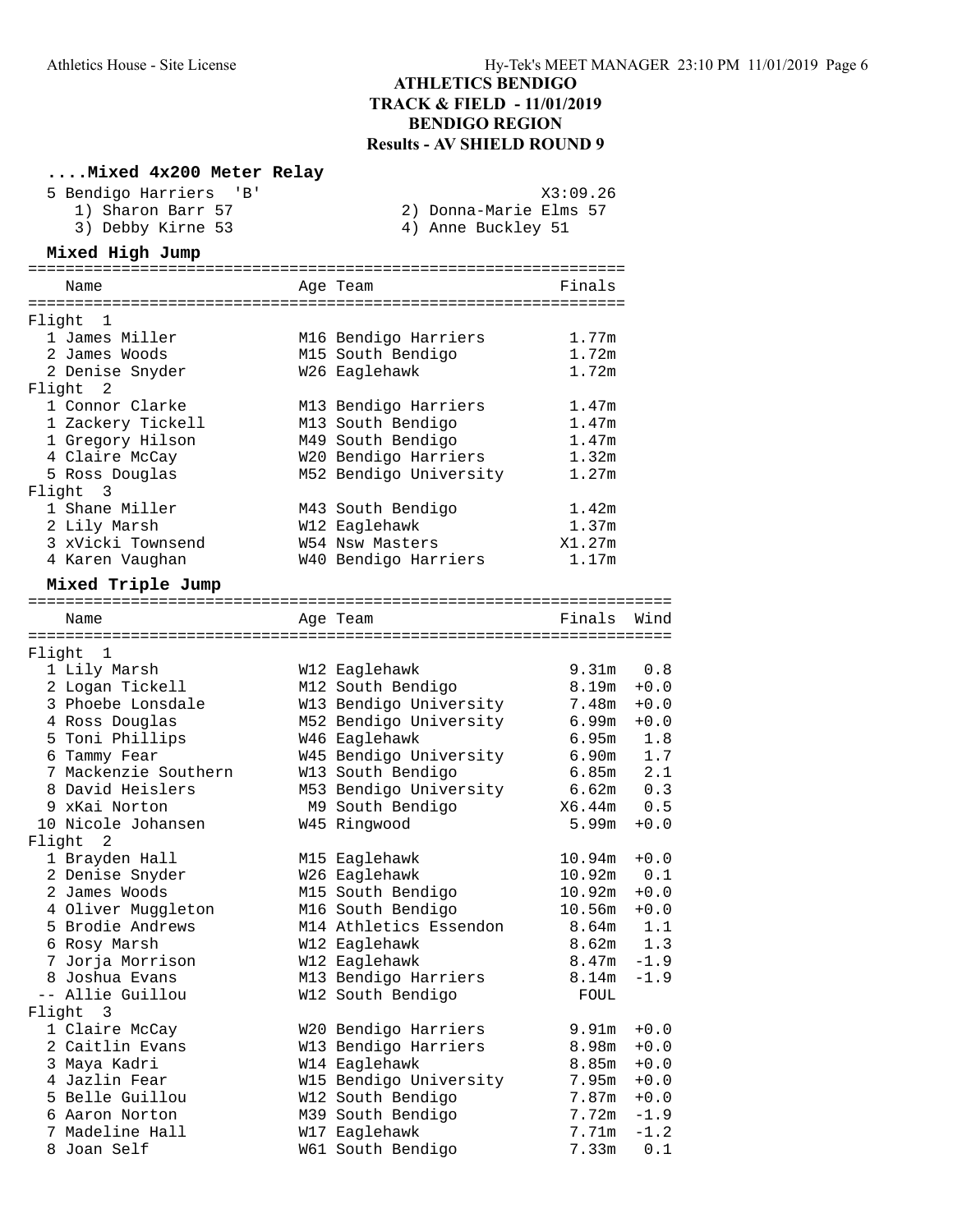# ATHLETICS BENDIGO
## TRACK & FIELD - 11/01/2019
## BENDIGO REGION
## Results - AV SHIELD ROUND 9

### ....Mixed 4x200 Meter Relay

5 Bendigo Harriers 'B' — X3:09.26

1) Sharon Barr 57
2) Donna-Marie Elms 57
3) Debby Kirne 53
4) Anne Buckley 51

### Mixed High Jump

| Place | Name | Age | Team | Finals |
|---|---|---|---|---|
| **Flight 1** | | | | |
| 1 | James Miller | M16 | Bendigo Harriers | 1.77m |
| 2 | James Woods | M15 | South Bendigo | 1.72m |
| 2 | Denise Snyder | W26 | Eaglehawk | 1.72m |
| **Flight 2** | | | | |
| 1 | Connor Clarke | M13 | Bendigo Harriers | 1.47m |
| 1 | Zackery Tickell | M13 | South Bendigo | 1.47m |
| 1 | Gregory Hilson | M49 | South Bendigo | 1.47m |
| 4 | Claire McCay | W20 | Bendigo Harriers | 1.32m |
| 5 | Ross Douglas | M52 | Bendigo University | 1.27m |
| **Flight 3** | | | | |
| 1 | Shane Miller | M43 | South Bendigo | 1.42m |
| 2 | Lily Marsh | W12 | Eaglehawk | 1.37m |
| 3 | xVicki Townsend | W54 | Nsw Masters | X1.27m |
| 4 | Karen Vaughan | W40 | Bendigo Harriers | 1.17m |

### Mixed Triple Jump

| Place | Name | Age | Team | Finals | Wind |
|---|---|---|---|---|---|
| **Flight 1** | | | | | |
| 1 | Lily Marsh | W12 | Eaglehawk | 9.31m | 0.8 |
| 2 | Logan Tickell | M12 | South Bendigo | 8.19m | +0.0 |
| 3 | Phoebe Lonsdale | W13 | Bendigo University | 7.48m | +0.0 |
| 4 | Ross Douglas | M52 | Bendigo University | 6.99m | +0.0 |
| 5 | Toni Phillips | W46 | Eaglehawk | 6.95m | 1.8 |
| 6 | Tammy Fear | W45 | Bendigo University | 6.90m | 1.7 |
| 7 | Mackenzie Southern | W13 | South Bendigo | 6.85m | 2.1 |
| 8 | David Heislers | M53 | Bendigo University | 6.62m | 0.3 |
| 9 | xKai Norton | M9 | South Bendigo | X6.44m | 0.5 |
| 10 | Nicole Johansen | W45 | Ringwood | 5.99m | +0.0 |
| **Flight 2** | | | | | |
| 1 | Brayden Hall | M15 | Eaglehawk | 10.94m | +0.0 |
| 2 | Denise Snyder | W26 | Eaglehawk | 10.92m | 0.1 |
| 2 | James Woods | M15 | South Bendigo | 10.92m | +0.0 |
| 4 | Oliver Muggleton | M16 | South Bendigo | 10.56m | +0.0 |
| 5 | Brodie Andrews | M14 | Athletics Essendon | 8.64m | 1.1 |
| 6 | Rosy Marsh | W12 | Eaglehawk | 8.62m | 1.3 |
| 7 | Jorja Morrison | W12 | Eaglehawk | 8.47m | -1.9 |
| 8 | Joshua Evans | M13 | Bendigo Harriers | 8.14m | -1.9 |
| -- | Allie Guillou | W12 | South Bendigo | FOUL | |
| **Flight 3** | | | | | |
| 1 | Claire McCay | W20 | Bendigo Harriers | 9.91m | +0.0 |
| 2 | Caitlin Evans | W13 | Bendigo Harriers | 8.98m | +0.0 |
| 3 | Maya Kadri | W14 | Eaglehawk | 8.85m | +0.0 |
| 4 | Jazlin Fear | W15 | Bendigo University | 7.95m | +0.0 |
| 5 | Belle Guillou | W12 | South Bendigo | 7.87m | +0.0 |
| 6 | Aaron Norton | M39 | South Bendigo | 7.72m | -1.9 |
| 7 | Madeline Hall | W17 | Eaglehawk | 7.71m | -1.2 |
| 8 | Joan Self | W61 | South Bendigo | 7.33m | 0.1 |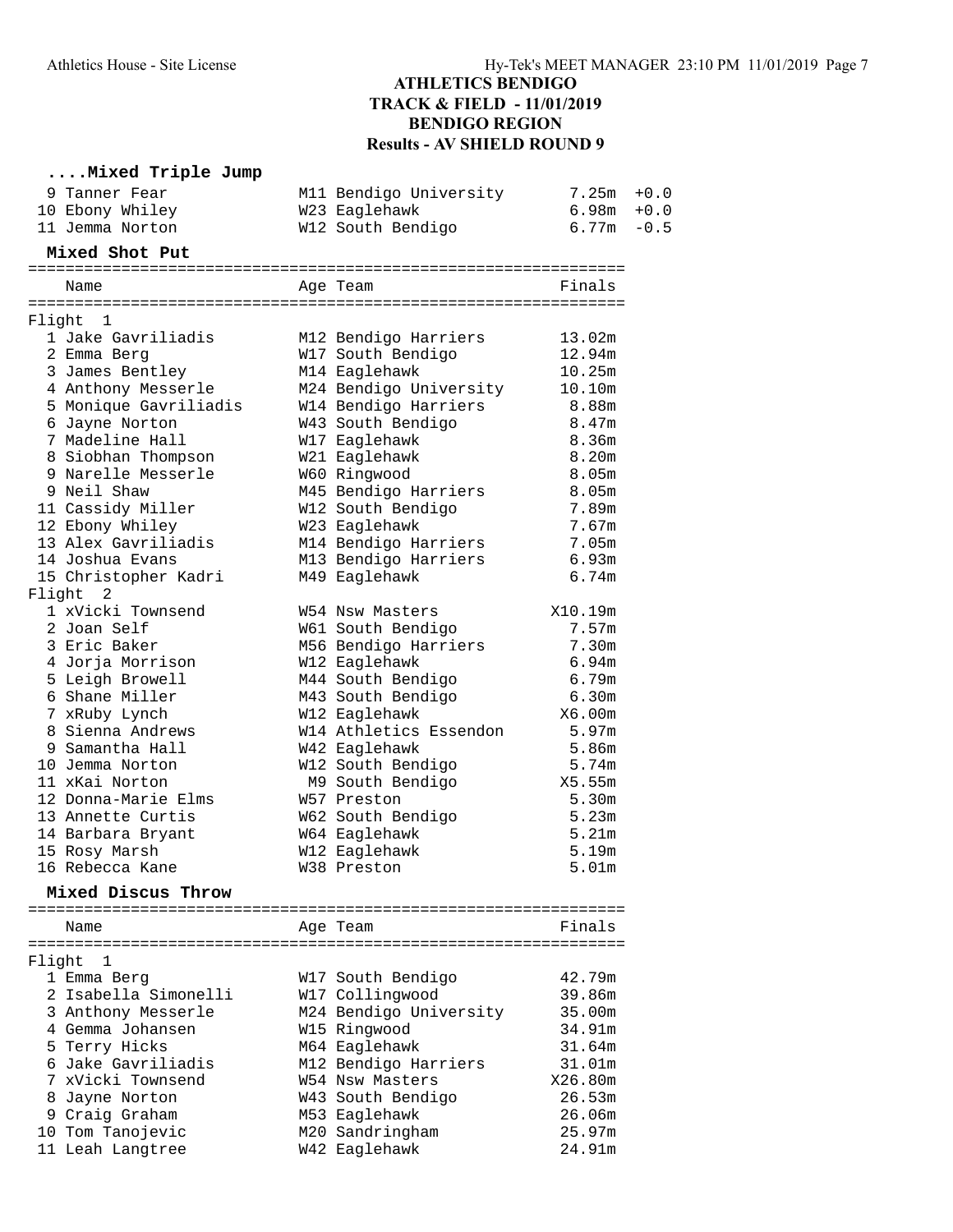# ATHLETICS BENDIGO
## TRACK & FIELD - 11/01/2019
## BENDIGO REGION
## Results - AV SHIELD ROUND 9

### ....Mixed Triple Jump

| | Name | Age | Team | Finals | Wind |
|---|---|---|---|---|---|
| 9 | Tanner Fear | M11 | Bendigo University | 7.25m | +0.0 |
| 10 | Ebony Whiley | W23 | Eaglehawk | 6.98m | +0.0 |
| 11 | Jemma Norton | W12 | South Bendigo | 6.77m | -0.5 |

### Mixed Shot Put

| | Name | Age | Team | Finals |
|---|---|---|---|---|
| **Flight 1** | | | | |
| 1 | Jake Gavriliadis | M12 | Bendigo Harriers | 13.02m |
| 2 | Emma Berg | W17 | South Bendigo | 12.94m |
| 3 | James Bentley | M14 | Eaglehawk | 10.25m |
| 4 | Anthony Messerle | M24 | Bendigo University | 10.10m |
| 5 | Monique Gavriliadis | W14 | Bendigo Harriers | 8.88m |
| 6 | Jayne Norton | W43 | South Bendigo | 8.47m |
| 7 | Madeline Hall | W17 | Eaglehawk | 8.36m |
| 8 | Siobhan Thompson | W21 | Eaglehawk | 8.20m |
| 9 | Narelle Messerle | W60 | Ringwood | 8.05m |
| 9 | Neil Shaw | M45 | Bendigo Harriers | 8.05m |
| 11 | Cassidy Miller | W12 | South Bendigo | 7.89m |
| 12 | Ebony Whiley | W23 | Eaglehawk | 7.67m |
| 13 | Alex Gavriliadis | M14 | Bendigo Harriers | 7.05m |
| 14 | Joshua Evans | M13 | Bendigo Harriers | 6.93m |
| 15 | Christopher Kadri | M49 | Eaglehawk | 6.74m |
| **Flight 2** | | | | |
| 1 | xVicki Townsend | W54 | Nsw Masters | X10.19m |
| 2 | Joan Self | W61 | South Bendigo | 7.57m |
| 3 | Eric Baker | M56 | Bendigo Harriers | 7.30m |
| 4 | Jorja Morrison | W12 | Eaglehawk | 6.94m |
| 5 | Leigh Browell | M44 | South Bendigo | 6.79m |
| 6 | Shane Miller | M43 | South Bendigo | 6.30m |
| 7 | xRuby Lynch | W12 | Eaglehawk | X6.00m |
| 8 | Sienna Andrews | W14 | Athletics Essendon | 5.97m |
| 9 | Samantha Hall | W42 | Eaglehawk | 5.86m |
| 10 | Jemma Norton | W12 | South Bendigo | 5.74m |
| 11 | xKai Norton | M9 | South Bendigo | X5.55m |
| 12 | Donna-Marie Elms | W57 | Preston | 5.30m |
| 13 | Annette Curtis | W62 | South Bendigo | 5.23m |
| 14 | Barbara Bryant | W64 | Eaglehawk | 5.21m |
| 15 | Rosy Marsh | W12 | Eaglehawk | 5.19m |
| 16 | Rebecca Kane | W38 | Preston | 5.01m |

### Mixed Discus Throw

| | Name | Age | Team | Finals |
|---|---|---|---|---|
| **Flight 1** | | | | |
| 1 | Emma Berg | W17 | South Bendigo | 42.79m |
| 2 | Isabella Simonelli | W17 | Collingwood | 39.86m |
| 3 | Anthony Messerle | M24 | Bendigo University | 35.00m |
| 4 | Gemma Johansen | W15 | Ringwood | 34.91m |
| 5 | Terry Hicks | M64 | Eaglehawk | 31.64m |
| 6 | Jake Gavriliadis | M12 | Bendigo Harriers | 31.01m |
| 7 | xVicki Townsend | W54 | Nsw Masters | X26.80m |
| 8 | Jayne Norton | W43 | South Bendigo | 26.53m |
| 9 | Craig Graham | M53 | Eaglehawk | 26.06m |
| 10 | Tom Tanojevic | M20 | Sandringham | 25.97m |
| 11 | Leah Langtree | W42 | Eaglehawk | 24.91m |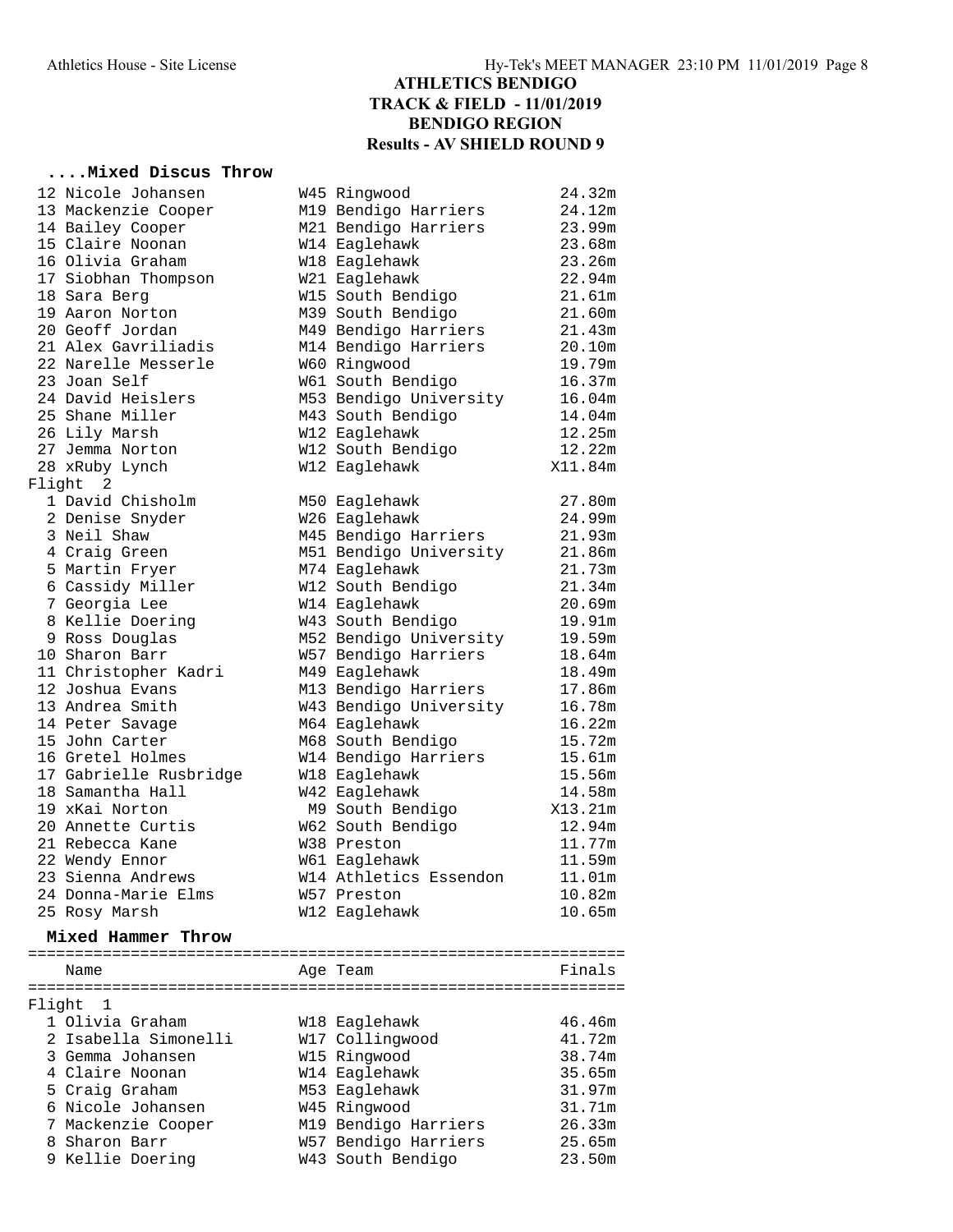# ATHLETICS BENDIGO
## TRACK & FIELD - 11/01/2019
## BENDIGO REGION
## Results - AV SHIELD ROUND 9

### ....Mixed Discus Throw

| Place | Name | Age | Team | Finals |
|---|---|---|---|---|
| 12 | Nicole Johansen | W45 | Ringwood | 24.32m |
| 13 | Mackenzie Cooper | M19 | Bendigo Harriers | 24.12m |
| 14 | Bailey Cooper | M21 | Bendigo Harriers | 23.99m |
| 15 | Claire Noonan | W14 | Eaglehawk | 23.68m |
| 16 | Olivia Graham | W18 | Eaglehawk | 23.26m |
| 17 | Siobhan Thompson | W21 | Eaglehawk | 22.94m |
| 18 | Sara Berg | W15 | South Bendigo | 21.61m |
| 19 | Aaron Norton | M39 | South Bendigo | 21.60m |
| 20 | Geoff Jordan | M49 | Bendigo Harriers | 21.43m |
| 21 | Alex Gavriliadis | M14 | Bendigo Harriers | 20.10m |
| 22 | Narelle Messerle | W60 | Ringwood | 19.79m |
| 23 | Joan Self | W61 | South Bendigo | 16.37m |
| 24 | David Heislers | M53 | Bendigo University | 16.04m |
| 25 | Shane Miller | M43 | South Bendigo | 14.04m |
| 26 | Lily Marsh | W12 | Eaglehawk | 12.25m |
| 27 | Jemma Norton | W12 | South Bendigo | 12.22m |
| 28 | xRuby Lynch | W12 | Eaglehawk | X11.84m |
| **Flight 2** | | | | |
| 1 | David Chisholm | M50 | Eaglehawk | 27.80m |
| 2 | Denise Snyder | W26 | Eaglehawk | 24.99m |
| 3 | Neil Shaw | M45 | Bendigo Harriers | 21.93m |
| 4 | Craig Green | M51 | Bendigo University | 21.86m |
| 5 | Martin Fryer | M74 | Eaglehawk | 21.73m |
| 6 | Cassidy Miller | W12 | South Bendigo | 21.34m |
| 7 | Georgia Lee | W14 | Eaglehawk | 20.69m |
| 8 | Kellie Doering | W43 | South Bendigo | 19.91m |
| 9 | Ross Douglas | M52 | Bendigo University | 19.59m |
| 10 | Sharon Barr | W57 | Bendigo Harriers | 18.64m |
| 11 | Christopher Kadri | M49 | Eaglehawk | 18.49m |
| 12 | Joshua Evans | M13 | Bendigo Harriers | 17.86m |
| 13 | Andrea Smith | W43 | Bendigo University | 16.78m |
| 14 | Peter Savage | M64 | Eaglehawk | 16.22m |
| 15 | John Carter | M68 | South Bendigo | 15.72m |
| 16 | Gretel Holmes | W14 | Bendigo Harriers | 15.61m |
| 17 | Gabrielle Rusbridge | W18 | Eaglehawk | 15.56m |
| 18 | Samantha Hall | W42 | Eaglehawk | 14.58m |
| 19 | xKai Norton | M9 | South Bendigo | X13.21m |
| 20 | Annette Curtis | W62 | South Bendigo | 12.94m |
| 21 | Rebecca Kane | W38 | Preston | 11.77m |
| 22 | Wendy Ennor | W61 | Eaglehawk | 11.59m |
| 23 | Sienna Andrews | W14 | Athletics Essendon | 11.01m |
| 24 | Donna-Marie Elms | W57 | Preston | 10.82m |
| 25 | Rosy Marsh | W12 | Eaglehawk | 10.65m |

### Mixed Hammer Throw

| Place | Name | Age | Team | Finals |
|---|---|---|---|---|
| **Flight 1** | | | | |
| 1 | Olivia Graham | W18 | Eaglehawk | 46.46m |
| 2 | Isabella Simonelli | W17 | Collingwood | 41.72m |
| 3 | Gemma Johansen | W15 | Ringwood | 38.74m |
| 4 | Claire Noonan | W14 | Eaglehawk | 35.65m |
| 5 | Craig Graham | M53 | Eaglehawk | 31.97m |
| 6 | Nicole Johansen | W45 | Ringwood | 31.71m |
| 7 | Mackenzie Cooper | M19 | Bendigo Harriers | 26.33m |
| 8 | Sharon Barr | W57 | Bendigo Harriers | 25.65m |
| 9 | Kellie Doering | W43 | South Bendigo | 23.50m |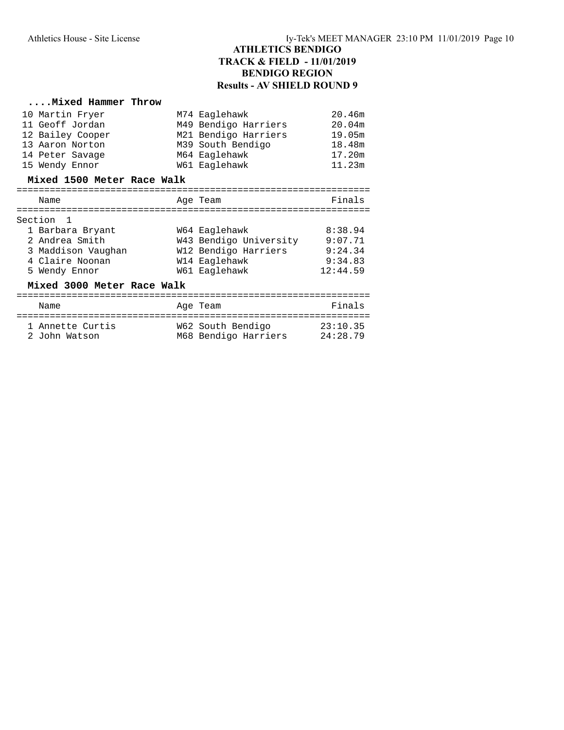# ATHLETICS BENDIGO
## TRACK & FIELD - 11/01/2019
## BENDIGO REGION
## Results - AV SHIELD ROUND 9

### ....Mixed Hammer Throw

| | | | | |
|---|---|---|---|---|
| 10 | Martin Fryer | M74 | Eaglehawk | 20.46m |
| 11 | Geoff Jordan | M49 | Bendigo Harriers | 20.04m |
| 12 | Bailey Cooper | M21 | Bendigo Harriers | 19.05m |
| 13 | Aaron Norton | M39 | South Bendigo | 18.48m |
| 14 | Peter Savage | M64 | Eaglehawk | 17.20m |
| 15 | Wendy Ennor | W61 | Eaglehawk | 11.23m |

### Mixed 1500 Meter Race Walk

Section 1

| | Name | Age | Team | Finals |
|---|---|---|---|---|
| 1 | Barbara Bryant | W64 | Eaglehawk | 8:38.94 |
| 2 | Andrea Smith | W43 | Bendigo University | 9:07.71 |
| 3 | Maddison Vaughan | W12 | Bendigo Harriers | 9:24.34 |
| 4 | Claire Noonan | W14 | Eaglehawk | 9:34.83 |
| 5 | Wendy Ennor | W61 | Eaglehawk | 12:44.59 |

### Mixed 3000 Meter Race Walk

| | Name | Age | Team | Finals |
|---|---|---|---|---|
| 1 | Annette Curtis | W62 | South Bendigo | 23:10.35 |
| 2 | John Watson | M68 | Bendigo Harriers | 24:28.79 |